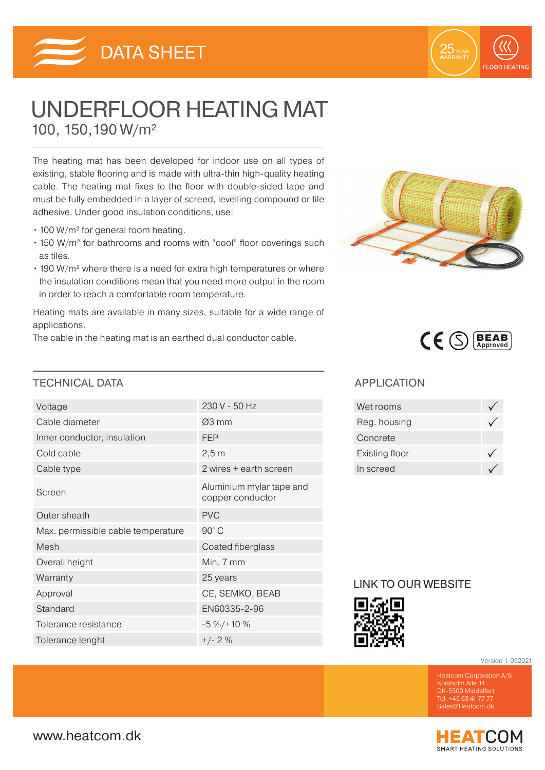DATA SHEET

25 YEAR WARRANTY

FLOOR HEATING

# UNDERFLOOR HEATING MAT

## 100, 150, 190 W/m²

The heating mat has been developed for indoor use on all types of existing, stable flooring and is made with ultra-thin high-quality heating cable. The heating mat fixes to the floor with double-sided tape and must be fully embedded in a layer of screed, levelling compound or tile adhesive. Under good insulation conditions, use:

- 100 W/m² for general room heating.
- 150 W/m² for bathrooms and rooms with "cool" floor coverings such as tiles.
- 190 W/m² where there is a need for extra high temperatures or where the insulation conditions mean that you need more output in the room in order to reach a comfortable room temperature.

Heating mats are available in many sizes, suitable for a wide range of applications.
The cable in the heating mat is an earthed dual conductor cable.

CE S BEAB Approved

## TECHNICAL DATA

| | |
|---|---|
| Voltage | 230 V - 50 Hz |
| Cable diameter | Ø3 mm |
| Inner conductor, insulation | FEP |
| Cold cable | 2,5 m |
| Cable type | 2 wires + earth screen |
| Screen | Aluminium mylar tape and copper conductor |
| Outer sheath | PVC |
| Max. permissible cable temperature | 90° C |
| Mesh | Coated fiberglass |
| Overall height | Min. 7 mm |
| Warranty | 25 years |
| Approval | CE, SEMKO, BEAB |
| Standard | EN60335-2-96 |
| Tolerance resistance | -5 %/+10 % |
| Tolerance lenght | +/- 2 % |

## APPLICATION

| | |
|---|---|
| Wet rooms | ✓ |
| Reg. housing | ✓ |
| Concrete | |
| Existing floor | ✓ |
| In screed | ✓ |

## LINK TO OUR WEBSITE

Version 1-052021

Heatcom Corporation A/S
Korsholm Allé 14
DK-5500 Middelfart
Tel. +45 63 41 77 77
Sales@Heatcom.dk

www.heatcom.dk

HEATCOM SMART HEATING SOLUTIONS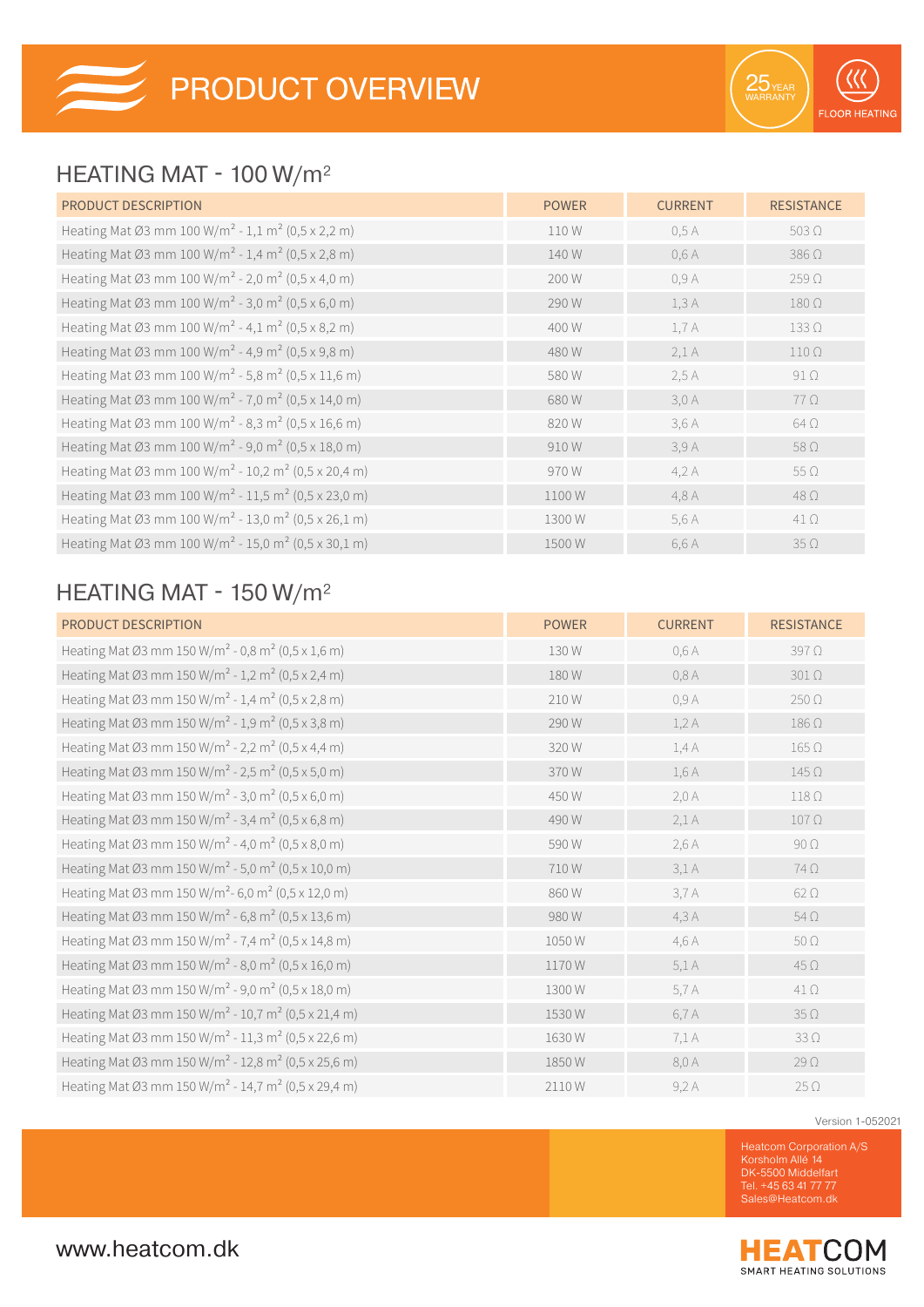# PRODUCT OVERVIEW

25 YEAR WARRANTY

FLOOR HEATING

## HEATING MAT - 100 W/m²

| PRODUCT DESCRIPTION | POWER | CURRENT | RESISTANCE |
|---|---|---|---|
| Heating Mat Ø3 mm 100 W/m² - 1,1 m² (0,5 x 2,2 m) | 110 W | 0,5 A | 503 Ω |
| Heating Mat Ø3 mm 100 W/m² - 1,4 m² (0,5 x 2,8 m) | 140 W | 0,6 A | 386 Ω |
| Heating Mat Ø3 mm 100 W/m² - 2,0 m² (0,5 x 4,0 m) | 200 W | 0,9 A | 259 Ω |
| Heating Mat Ø3 mm 100 W/m² - 3,0 m² (0,5 x 6,0 m) | 290 W | 1,3 A | 180 Ω |
| Heating Mat Ø3 mm 100 W/m² - 4,1 m² (0,5 x 8,2 m) | 400 W | 1,7 A | 133 Ω |
| Heating Mat Ø3 mm 100 W/m² - 4,9 m² (0,5 x 9,8 m) | 480 W | 2,1 A | 110 Ω |
| Heating Mat Ø3 mm 100 W/m² - 5,8 m² (0,5 x 11,6 m) | 580 W | 2,5 A | 91 Ω |
| Heating Mat Ø3 mm 100 W/m² - 7,0 m² (0,5 x 14,0 m) | 680 W | 3,0 A | 77 Ω |
| Heating Mat Ø3 mm 100 W/m² - 8,3 m² (0,5 x 16,6 m) | 820 W | 3,6 A | 64 Ω |
| Heating Mat Ø3 mm 100 W/m² - 9,0 m² (0,5 x 18,0 m) | 910 W | 3,9 A | 58 Ω |
| Heating Mat Ø3 mm 100 W/m² - 10,2 m² (0,5 x 20,4 m) | 970 W | 4,2 A | 55 Ω |
| Heating Mat Ø3 mm 100 W/m² - 11,5 m² (0,5 x 23,0 m) | 1100 W | 4,8 A | 48 Ω |
| Heating Mat Ø3 mm 100 W/m² - 13,0 m² (0,5 x 26,1 m) | 1300 W | 5,6 A | 41 Ω |
| Heating Mat Ø3 mm 100 W/m² - 15,0 m² (0,5 x 30,1 m) | 1500 W | 6,6 A | 35 Ω |

## HEATING MAT - 150 W/m²

| PRODUCT DESCRIPTION | POWER | CURRENT | RESISTANCE |
|---|---|---|---|
| Heating Mat Ø3 mm 150 W/m² - 0,8 m² (0,5 x 1,6 m) | 130 W | 0,6 A | 397 Ω |
| Heating Mat Ø3 mm 150 W/m² - 1,2 m² (0,5 x 2,4 m) | 180 W | 0,8 A | 301 Ω |
| Heating Mat Ø3 mm 150 W/m² - 1,4 m² (0,5 x 2,8 m) | 210 W | 0,9 A | 250 Ω |
| Heating Mat Ø3 mm 150 W/m² - 1,9 m² (0,5 x 3,8 m) | 290 W | 1,2 A | 186 Ω |
| Heating Mat Ø3 mm 150 W/m² - 2,2 m² (0,5 x 4,4 m) | 320 W | 1,4 A | 165 Ω |
| Heating Mat Ø3 mm 150 W/m² - 2,5 m² (0,5 x 5,0 m) | 370 W | 1,6 A | 145 Ω |
| Heating Mat Ø3 mm 150 W/m² - 3,0 m² (0,5 x 6,0 m) | 450 W | 2,0 A | 118 Ω |
| Heating Mat Ø3 mm 150 W/m² - 3,4 m² (0,5 x 6,8 m) | 490 W | 2,1 A | 107 Ω |
| Heating Mat Ø3 mm 150 W/m² - 4,0 m² (0,5 x 8,0 m) | 590 W | 2,6 A | 90 Ω |
| Heating Mat Ø3 mm 150 W/m² - 5,0 m² (0,5 x 10,0 m) | 710 W | 3,1 A | 74 Ω |
| Heating Mat Ø3 mm 150 W/m²- 6,0 m² (0,5 x 12,0 m) | 860 W | 3,7 A | 62 Ω |
| Heating Mat Ø3 mm 150 W/m² - 6,8 m² (0,5 x 13,6 m) | 980 W | 4,3 A | 54 Ω |
| Heating Mat Ø3 mm 150 W/m² - 7,4 m² (0,5 x 14,8 m) | 1050 W | 4,6 A | 50 Ω |
| Heating Mat Ø3 mm 150 W/m² - 8,0 m² (0,5 x 16,0 m) | 1170 W | 5,1 A | 45 Ω |
| Heating Mat Ø3 mm 150 W/m² - 9,0 m² (0,5 x 18,0 m) | 1300 W | 5,7 A | 41 Ω |
| Heating Mat Ø3 mm 150 W/m² - 10,7 m² (0,5 x 21,4 m) | 1530 W | 6,7 A | 35 Ω |
| Heating Mat Ø3 mm 150 W/m² - 11,3 m² (0,5 x 22,6 m) | 1630 W | 7,1 A | 33 Ω |
| Heating Mat Ø3 mm 150 W/m² - 12,8 m² (0,5 x 25,6 m) | 1850 W | 8,0 A | 29 Ω |
| Heating Mat Ø3 mm 150 W/m² - 14,7 m² (0,5 x 29,4 m) | 2110 W | 9,2 A | 25 Ω |

Version 1-052021

Heatcom Corporation A/S
Korsholm Allé 14
DK-5500 Middelfart
Tel. +45 63 41 77 77
Sales@Heatcom.dk

www.heatcom.dk

HEATCOM
SMART HEATING SOLUTIONS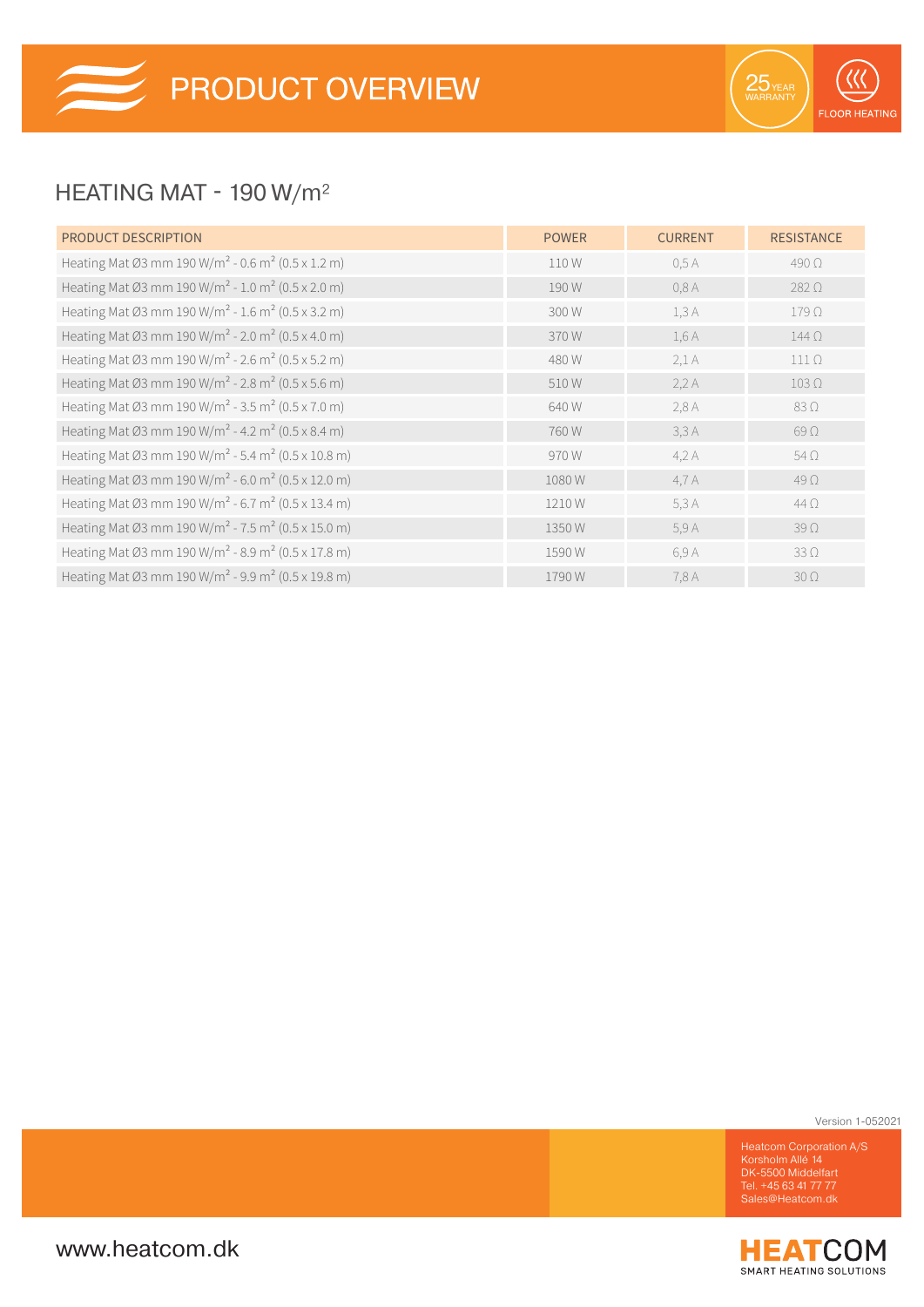# PRODUCT OVERVIEW

25 YEAR WARRANTY

FLOOR HEATING

## HEATING MAT - 190 W/m²

| PRODUCT DESCRIPTION | POWER | CURRENT | RESISTANCE |
|---|---|---|---|
| Heating Mat Ø3 mm 190 W/m² - 0.6 m² (0.5 x 1.2 m) | 110 W | 0,5 A | 490 Ω |
| Heating Mat Ø3 mm 190 W/m² - 1.0 m² (0.5 x 2.0 m) | 190 W | 0,8 A | 282 Ω |
| Heating Mat Ø3 mm 190 W/m² - 1.6 m² (0.5 x 3.2 m) | 300 W | 1,3 A | 179 Ω |
| Heating Mat Ø3 mm 190 W/m² - 2.0 m² (0.5 x 4.0 m) | 370 W | 1,6 A | 144 Ω |
| Heating Mat Ø3 mm 190 W/m² - 2.6 m² (0.5 x 5.2 m) | 480 W | 2,1 A | 111 Ω |
| Heating Mat Ø3 mm 190 W/m² - 2.8 m² (0.5 x 5.6 m) | 510 W | 2,2 A | 103 Ω |
| Heating Mat Ø3 mm 190 W/m² - 3.5 m² (0.5 x 7.0 m) | 640 W | 2,8 A | 83 Ω |
| Heating Mat Ø3 mm 190 W/m² - 4.2 m² (0.5 x 8.4 m) | 760 W | 3,3 A | 69 Ω |
| Heating Mat Ø3 mm 190 W/m² - 5.4 m² (0.5 x 10.8 m) | 970 W | 4,2 A | 54 Ω |
| Heating Mat Ø3 mm 190 W/m² - 6.0 m² (0.5 x 12.0 m) | 1080 W | 4,7 A | 49 Ω |
| Heating Mat Ø3 mm 190 W/m² - 6.7 m² (0.5 x 13.4 m) | 1210 W | 5,3 A | 44 Ω |
| Heating Mat Ø3 mm 190 W/m² - 7.5 m² (0.5 x 15.0 m) | 1350 W | 5,9 A | 39 Ω |
| Heating Mat Ø3 mm 190 W/m² - 8.9 m² (0.5 x 17.8 m) | 1590 W | 6,9 A | 33 Ω |
| Heating Mat Ø3 mm 190 W/m² - 9.9 m² (0.5 x 19.8 m) | 1790 W | 7,8 A | 30 Ω |

Version 1-052021

Heatcom Corporation A/S
Korsholm Allé 14
DK-5500 Middelfart
Tel. +45 63 41 77 77
Sales@Heatcom.dk

www.heatcom.dk

HEATCOM
SMART HEATING SOLUTIONS